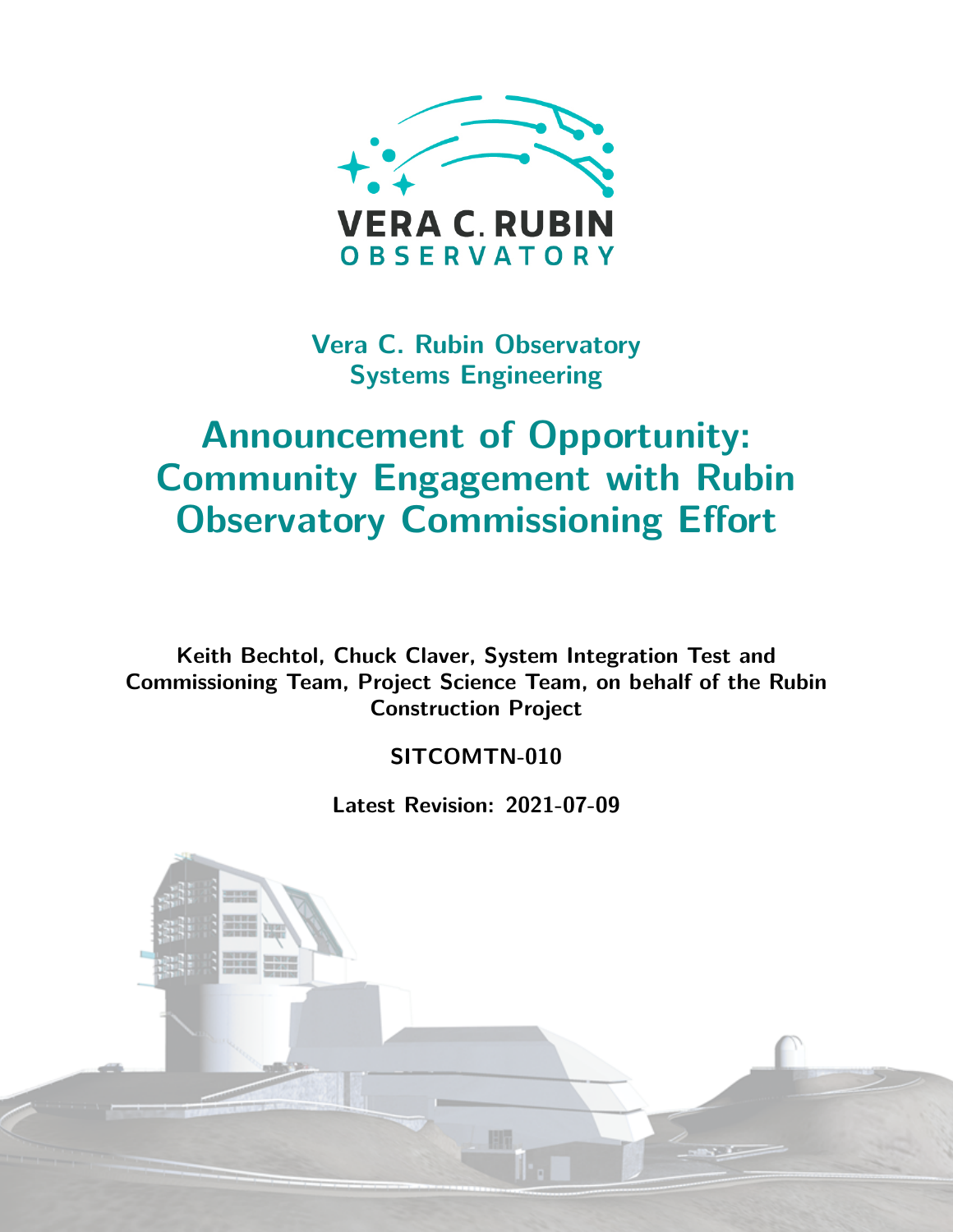Vera C. Rubin Observatory
Systems Engineering

# Announcement of Opportunity: Community Engagement with Rubin Observatory Commissioning Effort

**Keith Bechtol, Chuck Claver, System Integration Test and Commissioning Team, Project Science Team, on behalf of the Rubin Construction Project**

**SITCOMTN-010**

**Latest Revision: 2021-07-09**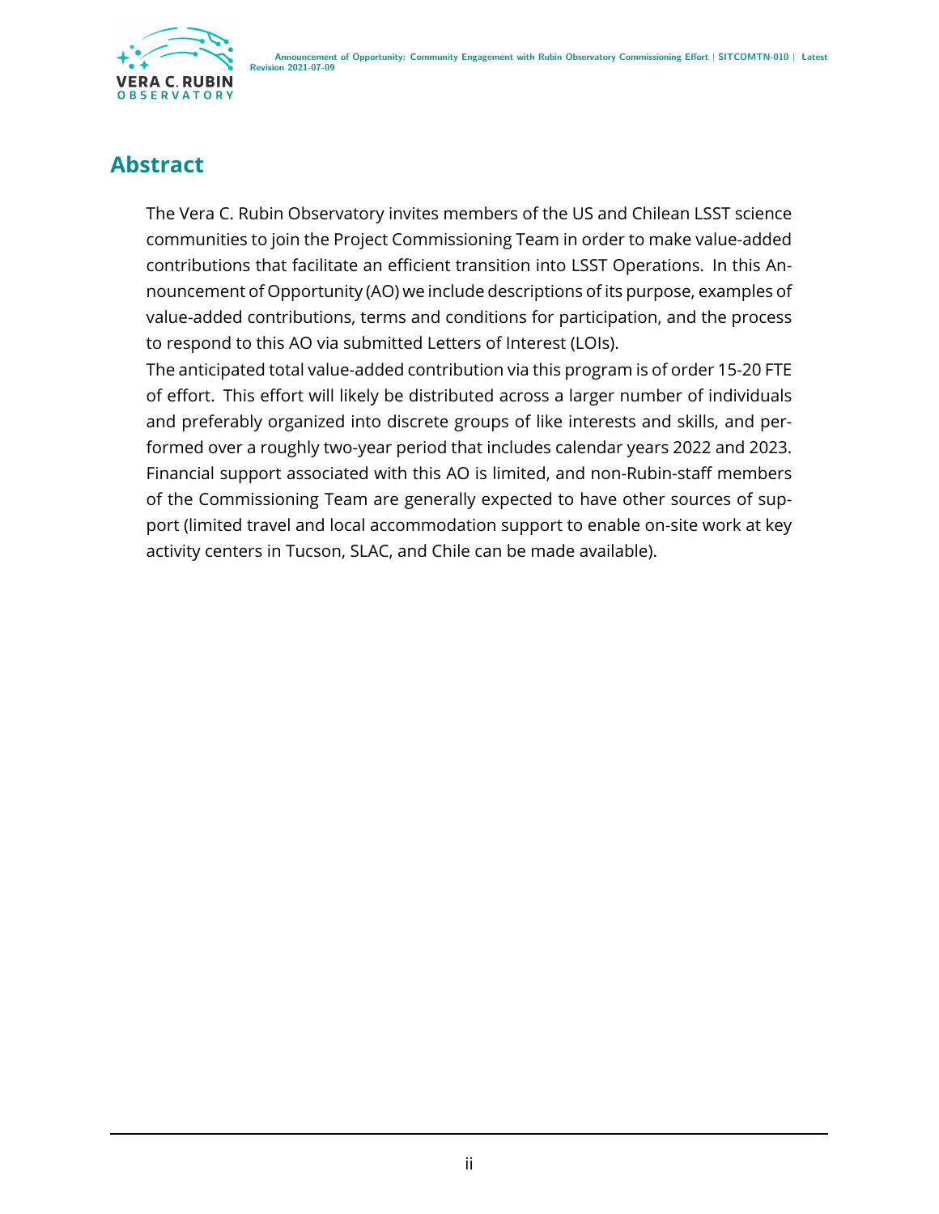# Abstract

The Vera C. Rubin Observatory invites members of the US and Chilean LSST science communities to join the Project Commissioning Team in order to make value-added contributions that facilitate an efficient transition into LSST Operations. In this Announcement of Opportunity (AO) we include descriptions of its purpose, examples of value-added contributions, terms and conditions for participation, and the process to respond to this AO via submitted Letters of Interest (LOIs).

The anticipated total value-added contribution via this program is of order 15-20 FTE of effort. This effort will likely be distributed across a larger number of individuals and preferably organized into discrete groups of like interests and skills, and performed over a roughly two-year period that includes calendar years 2022 and 2023. Financial support associated with this AO is limited, and non-Rubin-staff members of the Commissioning Team are generally expected to have other sources of support (limited travel and local accommodation support to enable on-site work at key activity centers in Tucson, SLAC, and Chile can be made available).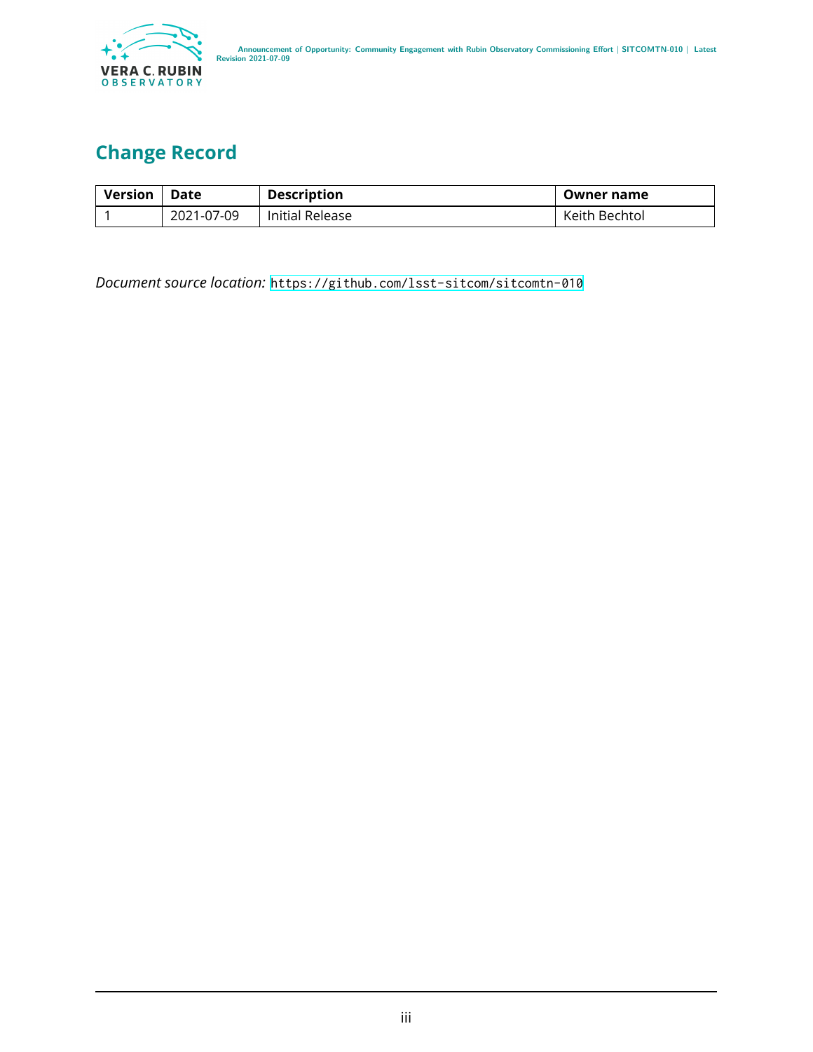# Change Record

| Version | Date | Description | Owner name |
| --- | --- | --- | --- |
| 1 | 2021-07-09 | Initial Release | Keith Bechtol |

*Document source location:* https://github.com/lsst-sitcom/sitcomtn-010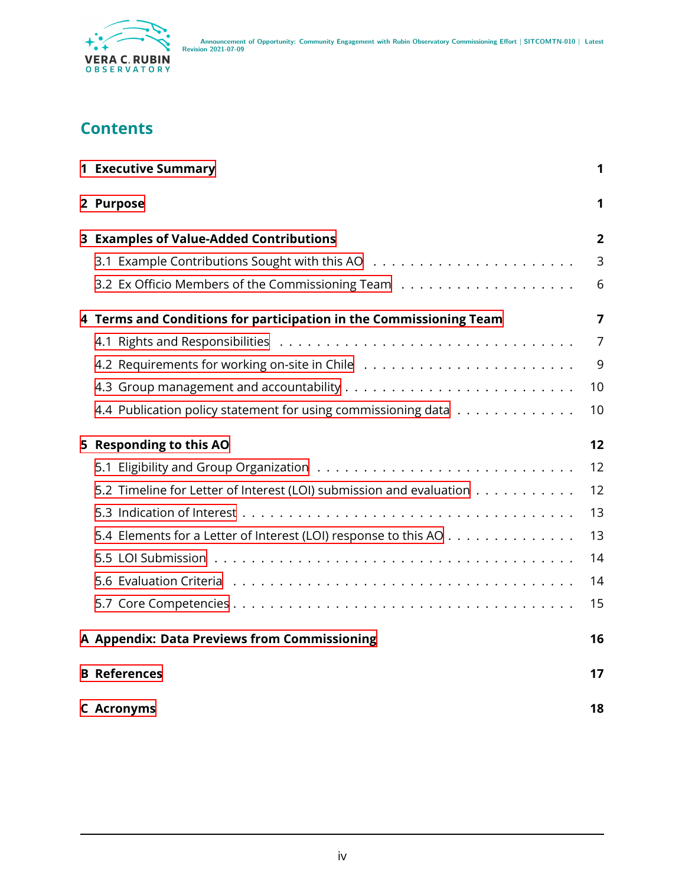# Contents

- **1 Executive Summary** — **1**
- **2 Purpose** — **1**
- **3 Examples of Value-Added Contributions** — **2**
  - 3.1 Example Contributions Sought with this AO — 3
  - 3.2 Ex Officio Members of the Commissioning Team — 6
- **4 Terms and Conditions for participation in the Commissioning Team** — **7**
  - 4.1 Rights and Responsibilities — 7
  - 4.2 Requirements for working on-site in Chile — 9
  - 4.3 Group management and accountability — 10
  - 4.4 Publication policy statement for using commissioning data — 10
- **5 Responding to this AO** — **12**
  - 5.1 Eligibility and Group Organization — 12
  - 5.2 Timeline for Letter of Interest (LOI) submission and evaluation — 12
  - 5.3 Indication of Interest — 13
  - 5.4 Elements for a Letter of Interest (LOI) response to this AO — 13
  - 5.5 LOI Submission — 14
  - 5.6 Evaluation Criteria — 14
  - 5.7 Core Competencies — 15
- **A Appendix: Data Previews from Commissioning** — **16**
- **B References** — **17**
- **C Acronyms** — **18**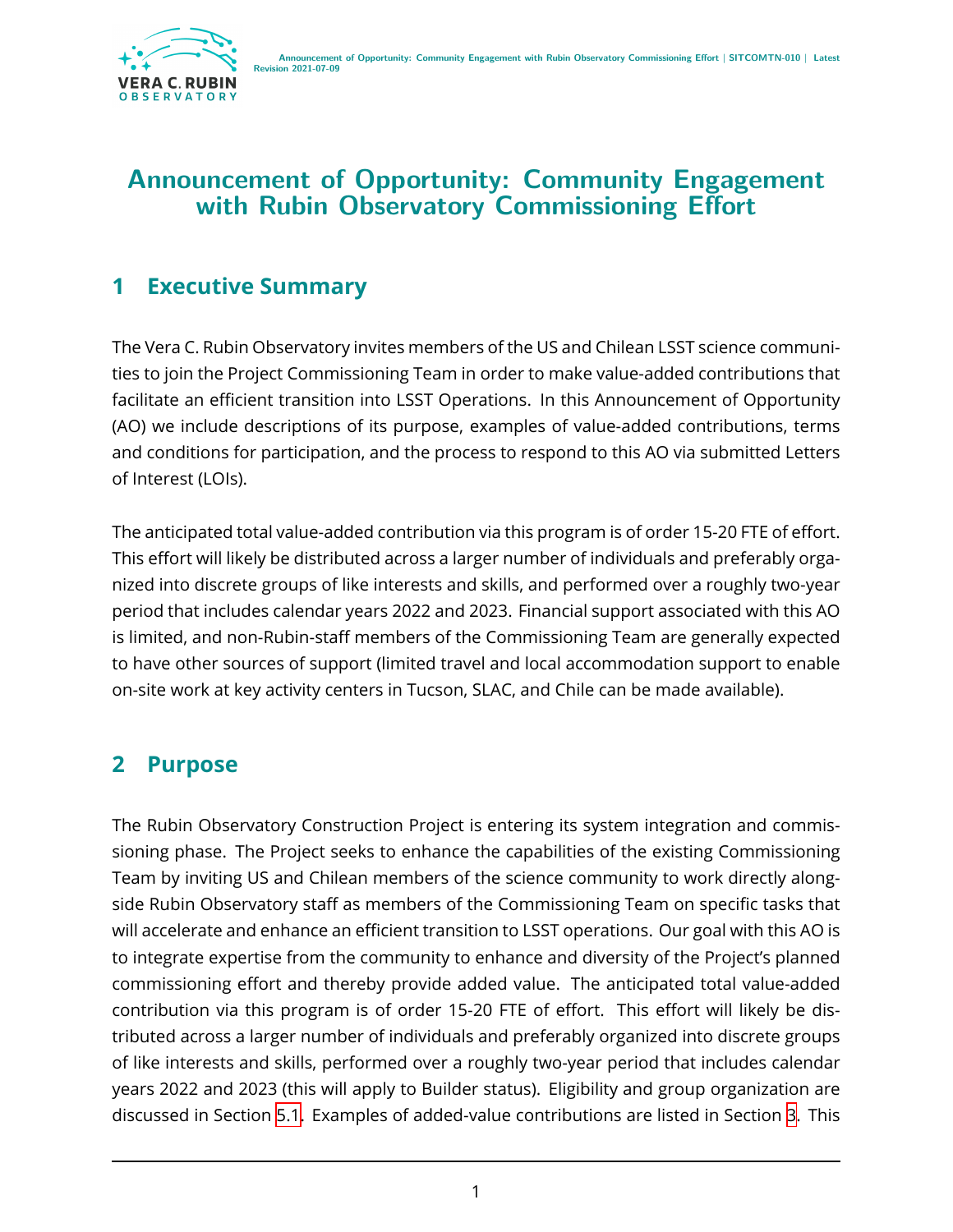# Announcement of Opportunity: Community Engagement with Rubin Observatory Commissioning Effort

## 1 Executive Summary

The Vera C. Rubin Observatory invites members of the US and Chilean LSST science communities to join the Project Commissioning Team in order to make value-added contributions that facilitate an efficient transition into LSST Operations. In this Announcement of Opportunity (AO) we include descriptions of its purpose, examples of value-added contributions, terms and conditions for participation, and the process to respond to this AO via submitted Letters of Interest (LOIs).

The anticipated total value-added contribution via this program is of order 15-20 FTE of effort. This effort will likely be distributed across a larger number of individuals and preferably organized into discrete groups of like interests and skills, and performed over a roughly two-year period that includes calendar years 2022 and 2023. Financial support associated with this AO is limited, and non-Rubin-staff members of the Commissioning Team are generally expected to have other sources of support (limited travel and local accommodation support to enable on-site work at key activity centers in Tucson, SLAC, and Chile can be made available).

## 2 Purpose

The Rubin Observatory Construction Project is entering its system integration and commissioning phase. The Project seeks to enhance the capabilities of the existing Commissioning Team by inviting US and Chilean members of the science community to work directly alongside Rubin Observatory staff as members of the Commissioning Team on specific tasks that will accelerate and enhance an efficient transition to LSST operations. Our goal with this AO is to integrate expertise from the community to enhance and diversity of the Project's planned commissioning effort and thereby provide added value. The anticipated total value-added contribution via this program is of order 15-20 FTE of effort. This effort will likely be distributed across a larger number of individuals and preferably organized into discrete groups of like interests and skills, performed over a roughly two-year period that includes calendar years 2022 and 2023 (this will apply to Builder status). Eligibility and group organization are discussed in Section 5.1. Examples of added-value contributions are listed in Section 3. This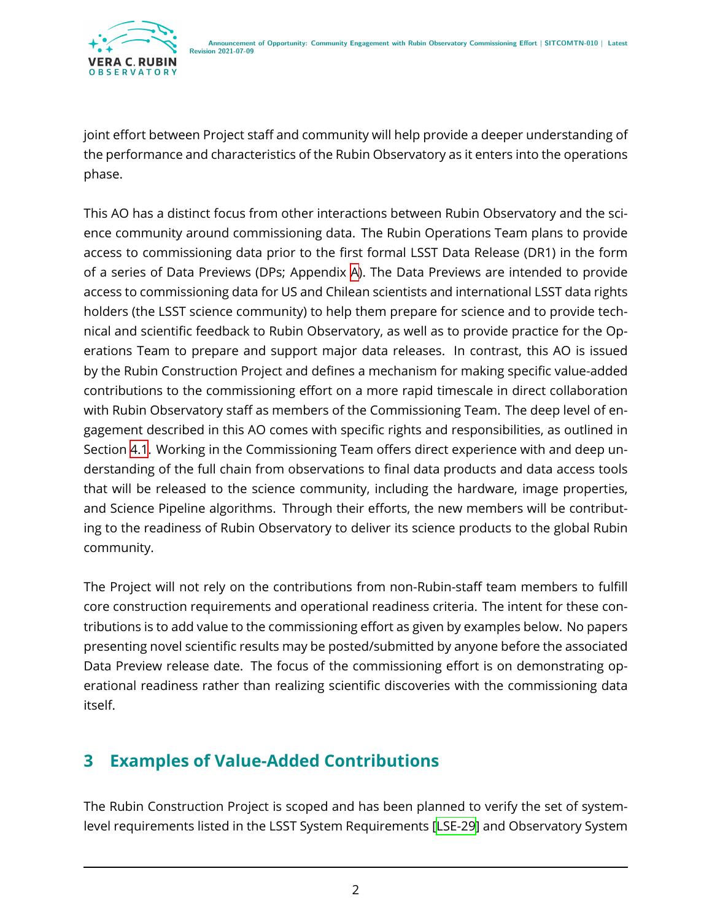joint effort between Project staff and community will help provide a deeper understanding of the performance and characteristics of the Rubin Observatory as it enters into the operations phase.

This AO has a distinct focus from other interactions between Rubin Observatory and the science community around commissioning data. The Rubin Operations Team plans to provide access to commissioning data prior to the first formal LSST Data Release (DR1) in the form of a series of Data Previews (DPs; Appendix A). The Data Previews are intended to provide access to commissioning data for US and Chilean scientists and international LSST data rights holders (the LSST science community) to help them prepare for science and to provide technical and scientific feedback to Rubin Observatory, as well as to provide practice for the Operations Team to prepare and support major data releases. In contrast, this AO is issued by the Rubin Construction Project and defines a mechanism for making specific value-added contributions to the commissioning effort on a more rapid timescale in direct collaboration with Rubin Observatory staff as members of the Commissioning Team. The deep level of engagement described in this AO comes with specific rights and responsibilities, as outlined in Section 4.1. Working in the Commissioning Team offers direct experience with and deep understanding of the full chain from observations to final data products and data access tools that will be released to the science community, including the hardware, image properties, and Science Pipeline algorithms. Through their efforts, the new members will be contributing to the readiness of Rubin Observatory to deliver its science products to the global Rubin community.

The Project will not rely on the contributions from non-Rubin-staff team members to fulfill core construction requirements and operational readiness criteria. The intent for these contributions is to add value to the commissioning effort as given by examples below. No papers presenting novel scientific results may be posted/submitted by anyone before the associated Data Preview release date. The focus of the commissioning effort is on demonstrating operational readiness rather than realizing scientific discoveries with the commissioning data itself.

## 3 Examples of Value-Added Contributions

The Rubin Construction Project is scoped and has been planned to verify the set of system-level requirements listed in the LSST System Requirements [LSE-29] and Observatory System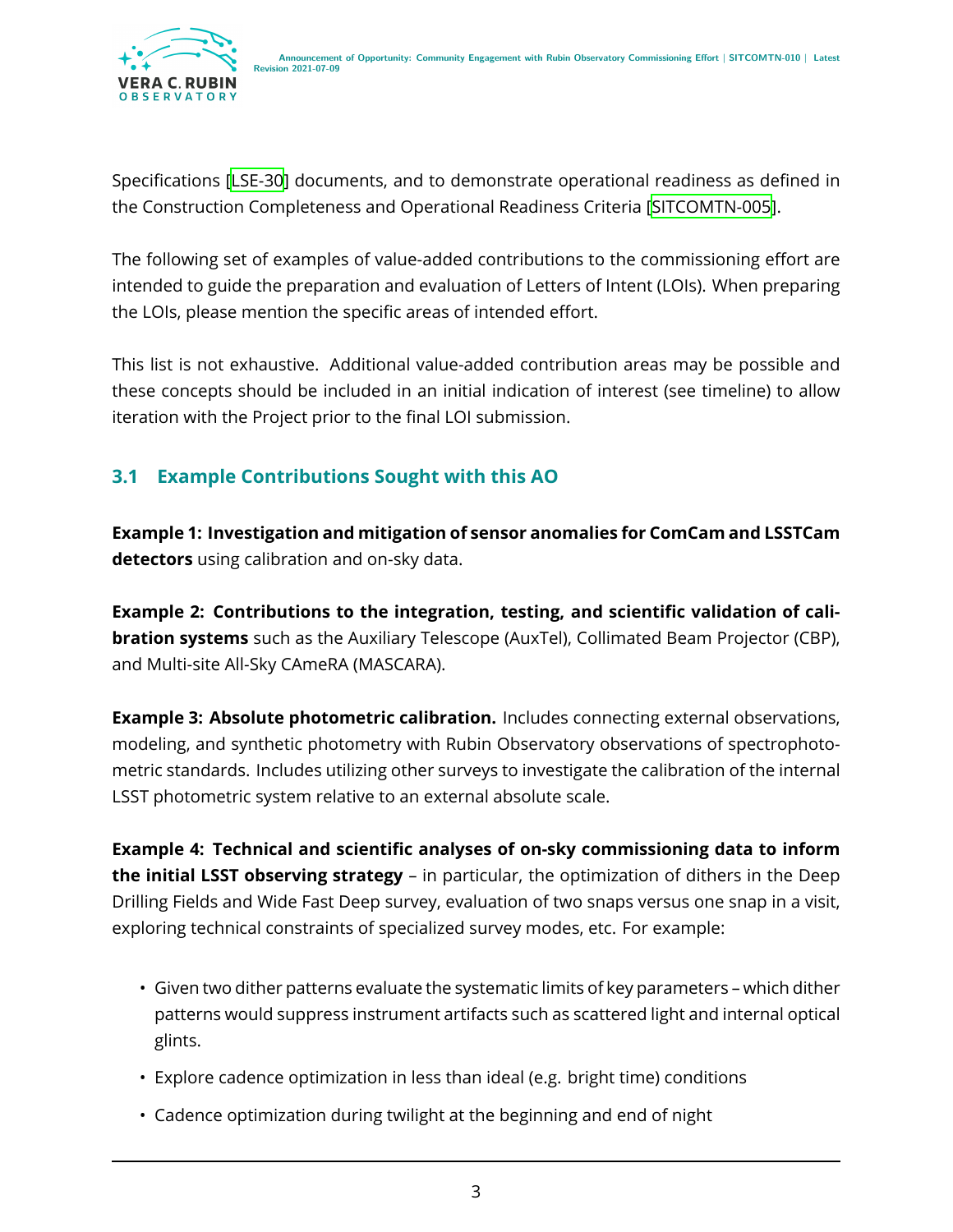Specifications [LSE-30] documents, and to demonstrate operational readiness as defined in the Construction Completeness and Operational Readiness Criteria [SITCOMTN-005].

The following set of examples of value-added contributions to the commissioning effort are intended to guide the preparation and evaluation of Letters of Intent (LOIs). When preparing the LOIs, please mention the specific areas of intended effort.

This list is not exhaustive. Additional value-added contribution areas may be possible and these concepts should be included in an initial indication of interest (see timeline) to allow iteration with the Project prior to the final LOI submission.

## 3.1 Example Contributions Sought with this AO

**Example 1: Investigation and mitigation of sensor anomalies for ComCam and LSSTCam detectors** using calibration and on-sky data.

**Example 2: Contributions to the integration, testing, and scientific validation of calibration systems** such as the Auxiliary Telescope (AuxTel), Collimated Beam Projector (CBP), and Multi-site All-Sky CAmeRA (MASCARA).

**Example 3: Absolute photometric calibration.** Includes connecting external observations, modeling, and synthetic photometry with Rubin Observatory observations of spectrophotometric standards. Includes utilizing other surveys to investigate the calibration of the internal LSST photometric system relative to an external absolute scale.

**Example 4: Technical and scientific analyses of on-sky commissioning data to inform the initial LSST observing strategy** – in particular, the optimization of dithers in the Deep Drilling Fields and Wide Fast Deep survey, evaluation of two snaps versus one snap in a visit, exploring technical constraints of specialized survey modes, etc. For example:

- Given two dither patterns evaluate the systematic limits of key parameters – which dither patterns would suppress instrument artifacts such as scattered light and internal optical glints.
- Explore cadence optimization in less than ideal (e.g. bright time) conditions
- Cadence optimization during twilight at the beginning and end of night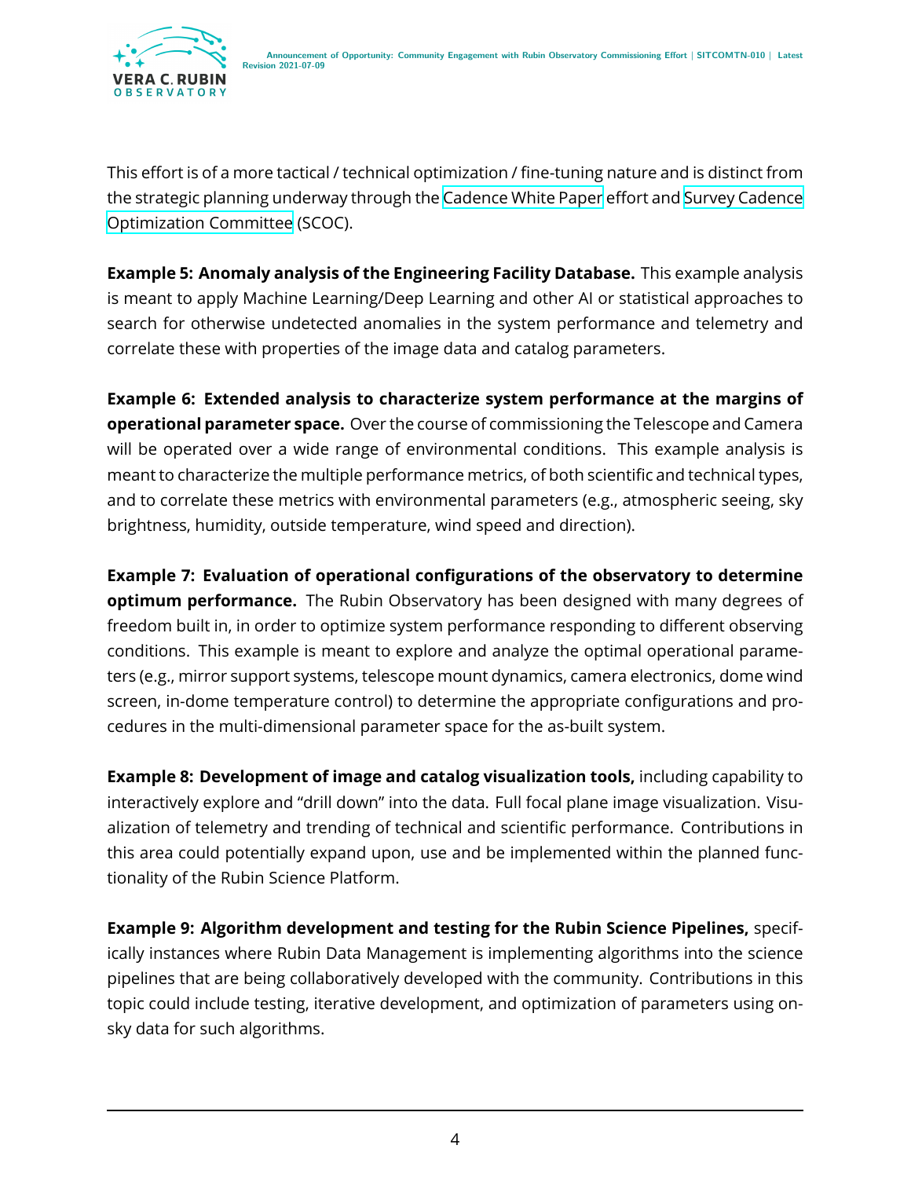This effort is of a more tactical / technical optimization / fine-tuning nature and is distinct from the strategic planning underway through the Cadence White Paper effort and Survey Cadence Optimization Committee (SCOC).

**Example 5: Anomaly analysis of the Engineering Facility Database.** This example analysis is meant to apply Machine Learning/Deep Learning and other AI or statistical approaches to search for otherwise undetected anomalies in the system performance and telemetry and correlate these with properties of the image data and catalog parameters.

**Example 6: Extended analysis to characterize system performance at the margins of operational parameter space.** Over the course of commissioning the Telescope and Camera will be operated over a wide range of environmental conditions. This example analysis is meant to characterize the multiple performance metrics, of both scientific and technical types, and to correlate these metrics with environmental parameters (e.g., atmospheric seeing, sky brightness, humidity, outside temperature, wind speed and direction).

**Example 7: Evaluation of operational configurations of the observatory to determine optimum performance.** The Rubin Observatory has been designed with many degrees of freedom built in, in order to optimize system performance responding to different observing conditions. This example is meant to explore and analyze the optimal operational parameters (e.g., mirror support systems, telescope mount dynamics, camera electronics, dome wind screen, in-dome temperature control) to determine the appropriate configurations and procedures in the multi-dimensional parameter space for the as-built system.

**Example 8: Development of image and catalog visualization tools,** including capability to interactively explore and "drill down" into the data. Full focal plane image visualization. Visualization of telemetry and trending of technical and scientific performance. Contributions in this area could potentially expand upon, use and be implemented within the planned functionality of the Rubin Science Platform.

**Example 9: Algorithm development and testing for the Rubin Science Pipelines,** specifically instances where Rubin Data Management is implementing algorithms into the science pipelines that are being collaboratively developed with the community. Contributions in this topic could include testing, iterative development, and optimization of parameters using on-sky data for such algorithms.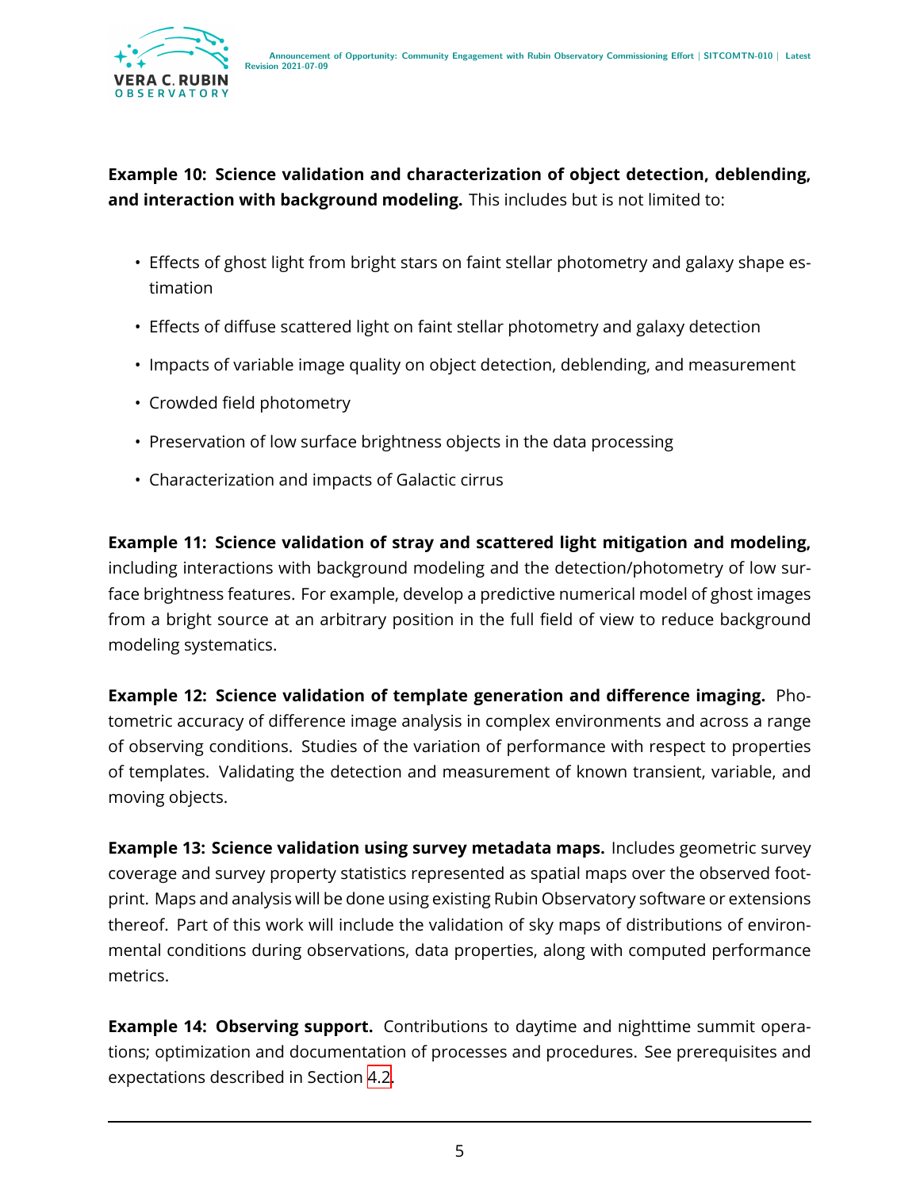**Example 10: Science validation and characterization of object detection, deblending, and interaction with background modeling.** This includes but is not limited to:

- Effects of ghost light from bright stars on faint stellar photometry and galaxy shape estimation
- Effects of diffuse scattered light on faint stellar photometry and galaxy detection
- Impacts of variable image quality on object detection, deblending, and measurement
- Crowded field photometry
- Preservation of low surface brightness objects in the data processing
- Characterization and impacts of Galactic cirrus

**Example 11: Science validation of stray and scattered light mitigation and modeling,** including interactions with background modeling and the detection/photometry of low surface brightness features. For example, develop a predictive numerical model of ghost images from a bright source at an arbitrary position in the full field of view to reduce background modeling systematics.

**Example 12: Science validation of template generation and difference imaging.** Photometric accuracy of difference image analysis in complex environments and across a range of observing conditions. Studies of the variation of performance with respect to properties of templates. Validating the detection and measurement of known transient, variable, and moving objects.

**Example 13: Science validation using survey metadata maps.** Includes geometric survey coverage and survey property statistics represented as spatial maps over the observed footprint. Maps and analysis will be done using existing Rubin Observatory software or extensions thereof. Part of this work will include the validation of sky maps of distributions of environmental conditions during observations, data properties, along with computed performance metrics.

**Example 14: Observing support.** Contributions to daytime and nighttime summit operations; optimization and documentation of processes and procedures. See prerequisites and expectations described in Section 4.2.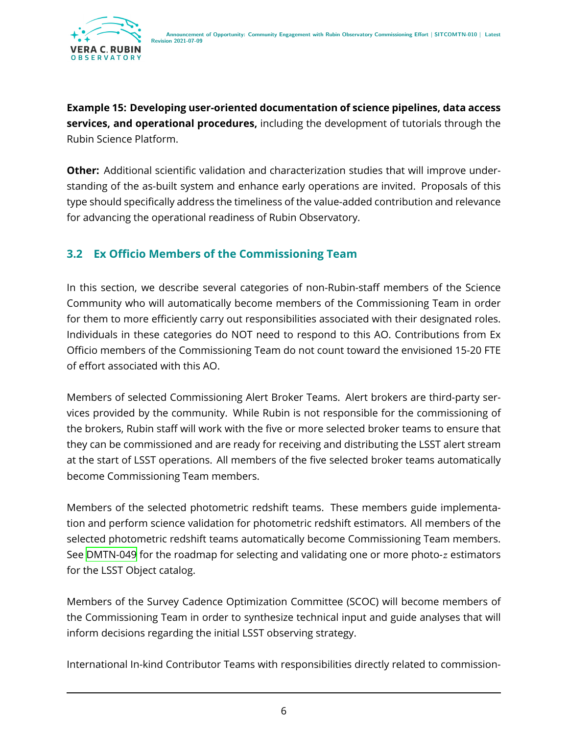**Example 15: Developing user-oriented documentation of science pipelines, data access services, and operational procedures,** including the development of tutorials through the Rubin Science Platform.

**Other:** Additional scientific validation and characterization studies that will improve understanding of the as-built system and enhance early operations are invited. Proposals of this type should specifically address the timeliness of the value-added contribution and relevance for advancing the operational readiness of Rubin Observatory.

## 3.2 Ex Officio Members of the Commissioning Team

In this section, we describe several categories of non-Rubin-staff members of the Science Community who will automatically become members of the Commissioning Team in order for them to more efficiently carry out responsibilities associated with their designated roles. Individuals in these categories do NOT need to respond to this AO. Contributions from Ex Officio members of the Commissioning Team do not count toward the envisioned 15-20 FTE of effort associated with this AO.

Members of selected Commissioning Alert Broker Teams. Alert brokers are third-party services provided by the community. While Rubin is not responsible for the commissioning of the brokers, Rubin staff will work with the five or more selected broker teams to ensure that they can be commissioned and are ready for receiving and distributing the LSST alert stream at the start of LSST operations. All members of the five selected broker teams automatically become Commissioning Team members.

Members of the selected photometric redshift teams. These members guide implementation and perform science validation for photometric redshift estimators. All members of the selected photometric redshift teams automatically become Commissioning Team members. See DMTN-049 for the roadmap for selecting and validating one or more photo-$z$ estimators for the LSST Object catalog.

Members of the Survey Cadence Optimization Committee (SCOC) will become members of the Commissioning Team in order to synthesize technical input and guide analyses that will inform decisions regarding the initial LSST observing strategy.

International In-kind Contributor Teams with responsibilities directly related to commission-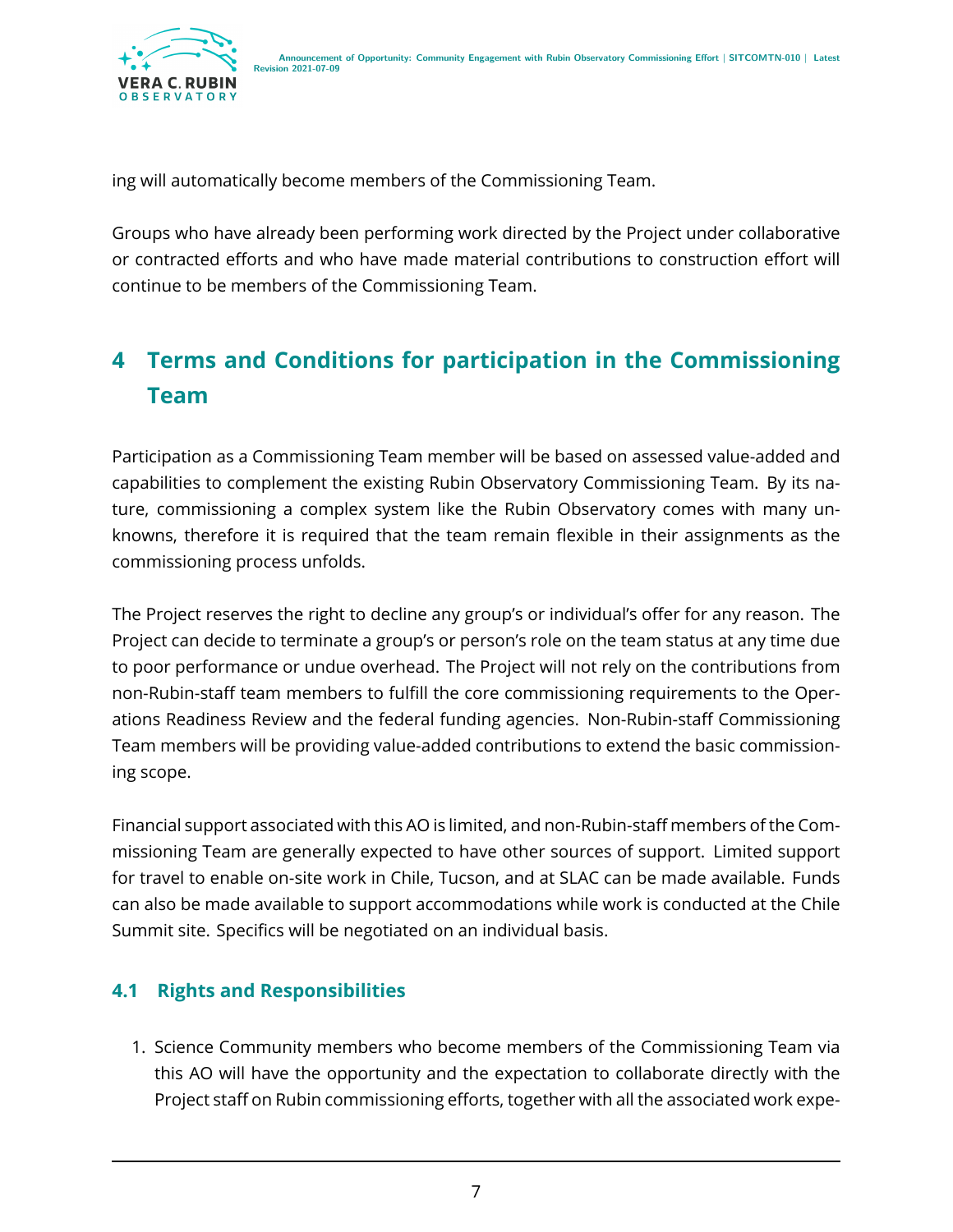ing will automatically become members of the Commissioning Team.

Groups who have already been performing work directed by the Project under collaborative or contracted efforts and who have made material contributions to construction effort will continue to be members of the Commissioning Team.

# 4 Terms and Conditions for participation in the Commissioning Team

Participation as a Commissioning Team member will be based on assessed value-added and capabilities to complement the existing Rubin Observatory Commissioning Team. By its nature, commissioning a complex system like the Rubin Observatory comes with many unknowns, therefore it is required that the team remain flexible in their assignments as the commissioning process unfolds.

The Project reserves the right to decline any group's or individual's offer for any reason. The Project can decide to terminate a group's or person's role on the team status at any time due to poor performance or undue overhead. The Project will not rely on the contributions from non-Rubin-staff team members to fulfill the core commissioning requirements to the Operations Readiness Review and the federal funding agencies. Non-Rubin-staff Commissioning Team members will be providing value-added contributions to extend the basic commissioning scope.

Financial support associated with this AO is limited, and non-Rubin-staff members of the Commissioning Team are generally expected to have other sources of support. Limited support for travel to enable on-site work in Chile, Tucson, and at SLAC can be made available. Funds can also be made available to support accommodations while work is conducted at the Chile Summit site. Specifics will be negotiated on an individual basis.

## 4.1 Rights and Responsibilities

1. Science Community members who become members of the Commissioning Team via this AO will have the opportunity and the expectation to collaborate directly with the Project staff on Rubin commissioning efforts, together with all the associated work expe-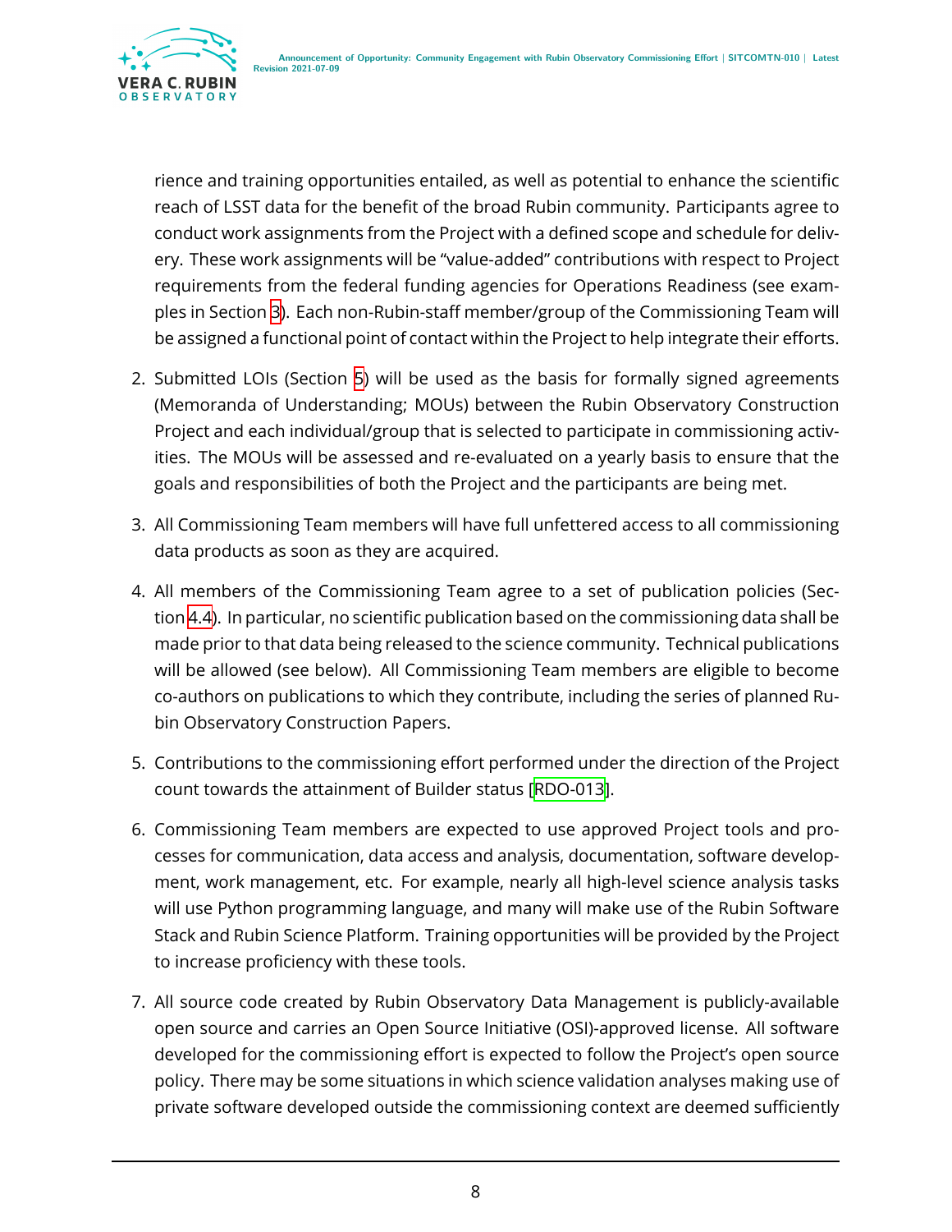rience and training opportunities entailed, as well as potential to enhance the scientific reach of LSST data for the benefit of the broad Rubin community. Participants agree to conduct work assignments from the Project with a defined scope and schedule for delivery. These work assignments will be "value-added" contributions with respect to Project requirements from the federal funding agencies for Operations Readiness (see examples in Section 3). Each non-Rubin-staff member/group of the Commissioning Team will be assigned a functional point of contact within the Project to help integrate their efforts.

2. Submitted LOIs (Section 5) will be used as the basis for formally signed agreements (Memoranda of Understanding; MOUs) between the Rubin Observatory Construction Project and each individual/group that is selected to participate in commissioning activities. The MOUs will be assessed and re-evaluated on a yearly basis to ensure that the goals and responsibilities of both the Project and the participants are being met.

3. All Commissioning Team members will have full unfettered access to all commissioning data products as soon as they are acquired.

4. All members of the Commissioning Team agree to a set of publication policies (Section 4.4). In particular, no scientific publication based on the commissioning data shall be made prior to that data being released to the science community. Technical publications will be allowed (see below). All Commissioning Team members are eligible to become co-authors on publications to which they contribute, including the series of planned Rubin Observatory Construction Papers.

5. Contributions to the commissioning effort performed under the direction of the Project count towards the attainment of Builder status [RDO-013].

6. Commissioning Team members are expected to use approved Project tools and processes for communication, data access and analysis, documentation, software development, work management, etc. For example, nearly all high-level science analysis tasks will use Python programming language, and many will make use of the Rubin Software Stack and Rubin Science Platform. Training opportunities will be provided by the Project to increase proficiency with these tools.

7. All source code created by Rubin Observatory Data Management is publicly-available open source and carries an Open Source Initiative (OSI)-approved license. All software developed for the commissioning effort is expected to follow the Project's open source policy. There may be some situations in which science validation analyses making use of private software developed outside the commissioning context are deemed sufficiently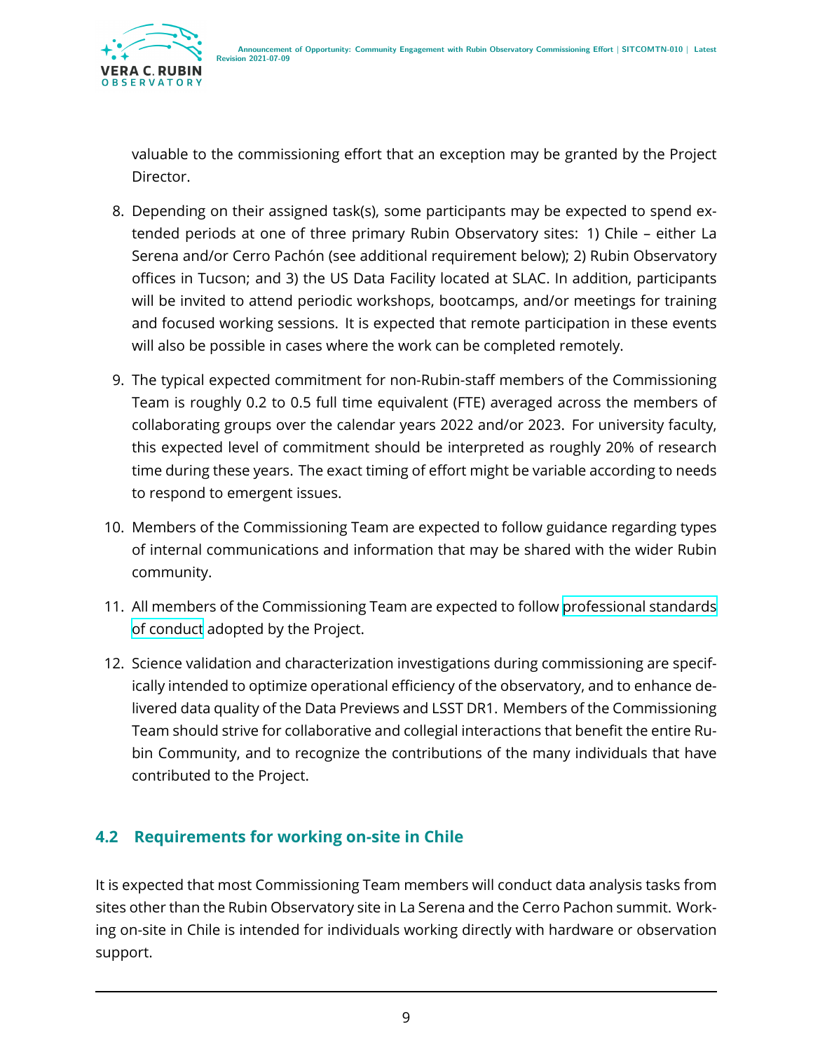valuable to the commissioning effort that an exception may be granted by the Project Director.

8. Depending on their assigned task(s), some participants may be expected to spend extended periods at one of three primary Rubin Observatory sites: 1) Chile – either La Serena and/or Cerro Pachón (see additional requirement below); 2) Rubin Observatory offices in Tucson; and 3) the US Data Facility located at SLAC. In addition, participants will be invited to attend periodic workshops, bootcamps, and/or meetings for training and focused working sessions. It is expected that remote participation in these events will also be possible in cases where the work can be completed remotely.

9. The typical expected commitment for non-Rubin-staff members of the Commissioning Team is roughly 0.2 to 0.5 full time equivalent (FTE) averaged across the members of collaborating groups over the calendar years 2022 and/or 2023. For university faculty, this expected level of commitment should be interpreted as roughly 20% of research time during these years. The exact timing of effort might be variable according to needs to respond to emergent issues.

10. Members of the Commissioning Team are expected to follow guidance regarding types of internal communications and information that may be shared with the wider Rubin community.

11. All members of the Commissioning Team are expected to follow professional standards of conduct adopted by the Project.

12. Science validation and characterization investigations during commissioning are specifically intended to optimize operational efficiency of the observatory, and to enhance delivered data quality of the Data Previews and LSST DR1. Members of the Commissioning Team should strive for collaborative and collegial interactions that benefit the entire Rubin Community, and to recognize the contributions of the many individuals that have contributed to the Project.

## 4.2 Requirements for working on-site in Chile

It is expected that most Commissioning Team members will conduct data analysis tasks from sites other than the Rubin Observatory site in La Serena and the Cerro Pachon summit. Working on-site in Chile is intended for individuals working directly with hardware or observation support.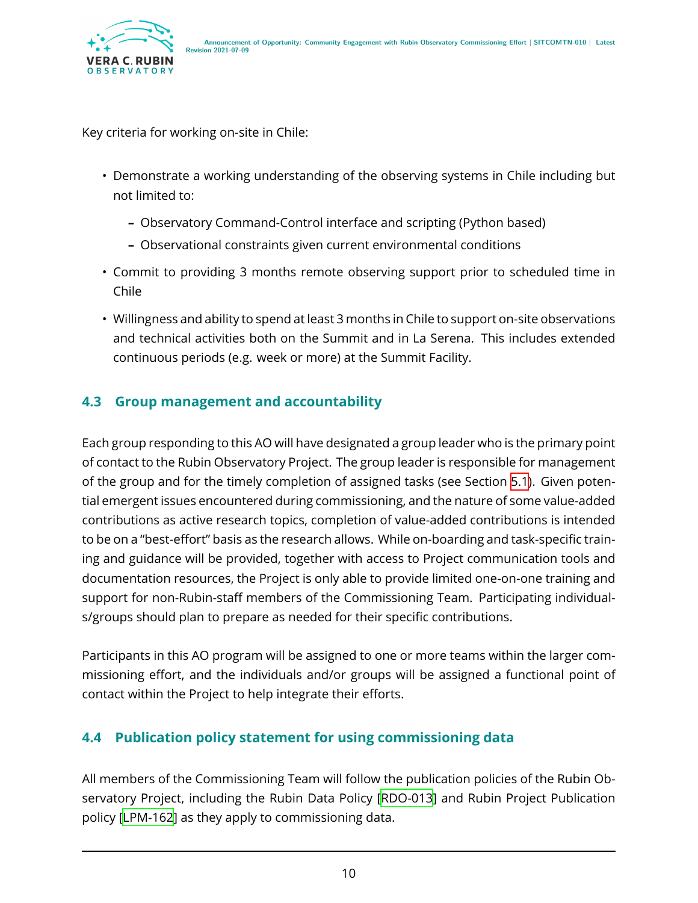Key criteria for working on-site in Chile:

- Demonstrate a working understanding of the observing systems in Chile including but not limited to:
  - Observatory Command-Control interface and scripting (Python based)
  - Observational constraints given current environmental conditions
- Commit to providing 3 months remote observing support prior to scheduled time in Chile
- Willingness and ability to spend at least 3 months in Chile to support on-site observations and technical activities both on the Summit and in La Serena. This includes extended continuous periods (e.g. week or more) at the Summit Facility.

### 4.3 Group management and accountability

Each group responding to this AO will have designated a group leader who is the primary point of contact to the Rubin Observatory Project. The group leader is responsible for management of the group and for the timely completion of assigned tasks (see Section 5.1). Given potential emergent issues encountered during commissioning, and the nature of some value-added contributions as active research topics, completion of value-added contributions is intended to be on a "best-effort" basis as the research allows. While on-boarding and task-specific training and guidance will be provided, together with access to Project communication tools and documentation resources, the Project is only able to provide limited one-on-one training and support for non-Rubin-staff members of the Commissioning Team. Participating individuals/groups should plan to prepare as needed for their specific contributions.

Participants in this AO program will be assigned to one or more teams within the larger commissioning effort, and the individuals and/or groups will be assigned a functional point of contact within the Project to help integrate their efforts.

### 4.4 Publication policy statement for using commissioning data

All members of the Commissioning Team will follow the publication policies of the Rubin Observatory Project, including the Rubin Data Policy [RDO-013] and Rubin Project Publication policy [LPM-162] as they apply to commissioning data.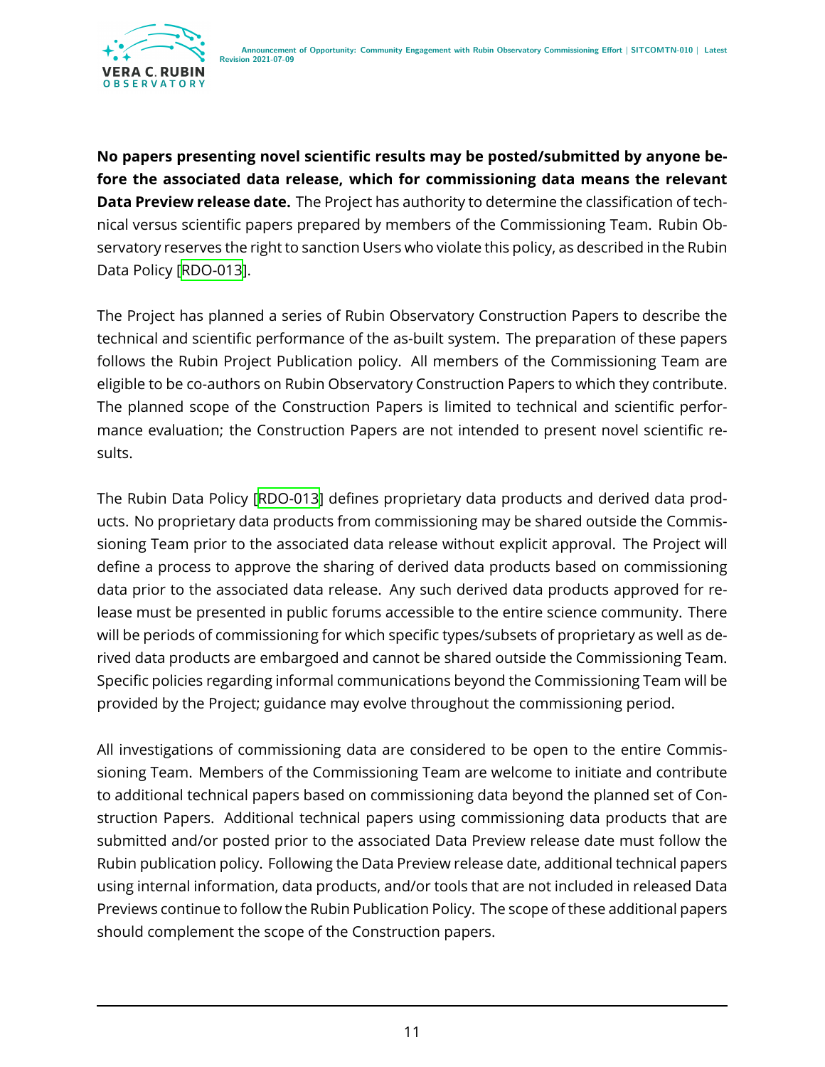**No papers presenting novel scientific results may be posted/submitted by anyone before the associated data release, which for commissioning data means the relevant Data Preview release date.** The Project has authority to determine the classification of technical versus scientific papers prepared by members of the Commissioning Team. Rubin Observatory reserves the right to sanction Users who violate this policy, as described in the Rubin Data Policy [RDO-013].

The Project has planned a series of Rubin Observatory Construction Papers to describe the technical and scientific performance of the as-built system. The preparation of these papers follows the Rubin Project Publication policy. All members of the Commissioning Team are eligible to be co-authors on Rubin Observatory Construction Papers to which they contribute. The planned scope of the Construction Papers is limited to technical and scientific performance evaluation; the Construction Papers are not intended to present novel scientific results.

The Rubin Data Policy [RDO-013] defines proprietary data products and derived data products. No proprietary data products from commissioning may be shared outside the Commissioning Team prior to the associated data release without explicit approval. The Project will define a process to approve the sharing of derived data products based on commissioning data prior to the associated data release. Any such derived data products approved for release must be presented in public forums accessible to the entire science community. There will be periods of commissioning for which specific types/subsets of proprietary as well as derived data products are embargoed and cannot be shared outside the Commissioning Team. Specific policies regarding informal communications beyond the Commissioning Team will be provided by the Project; guidance may evolve throughout the commissioning period.

All investigations of commissioning data are considered to be open to the entire Commissioning Team. Members of the Commissioning Team are welcome to initiate and contribute to additional technical papers based on commissioning data beyond the planned set of Construction Papers. Additional technical papers using commissioning data products that are submitted and/or posted prior to the associated Data Preview release date must follow the Rubin publication policy. Following the Data Preview release date, additional technical papers using internal information, data products, and/or tools that are not included in released Data Previews continue to follow the Rubin Publication Policy. The scope of these additional papers should complement the scope of the Construction papers.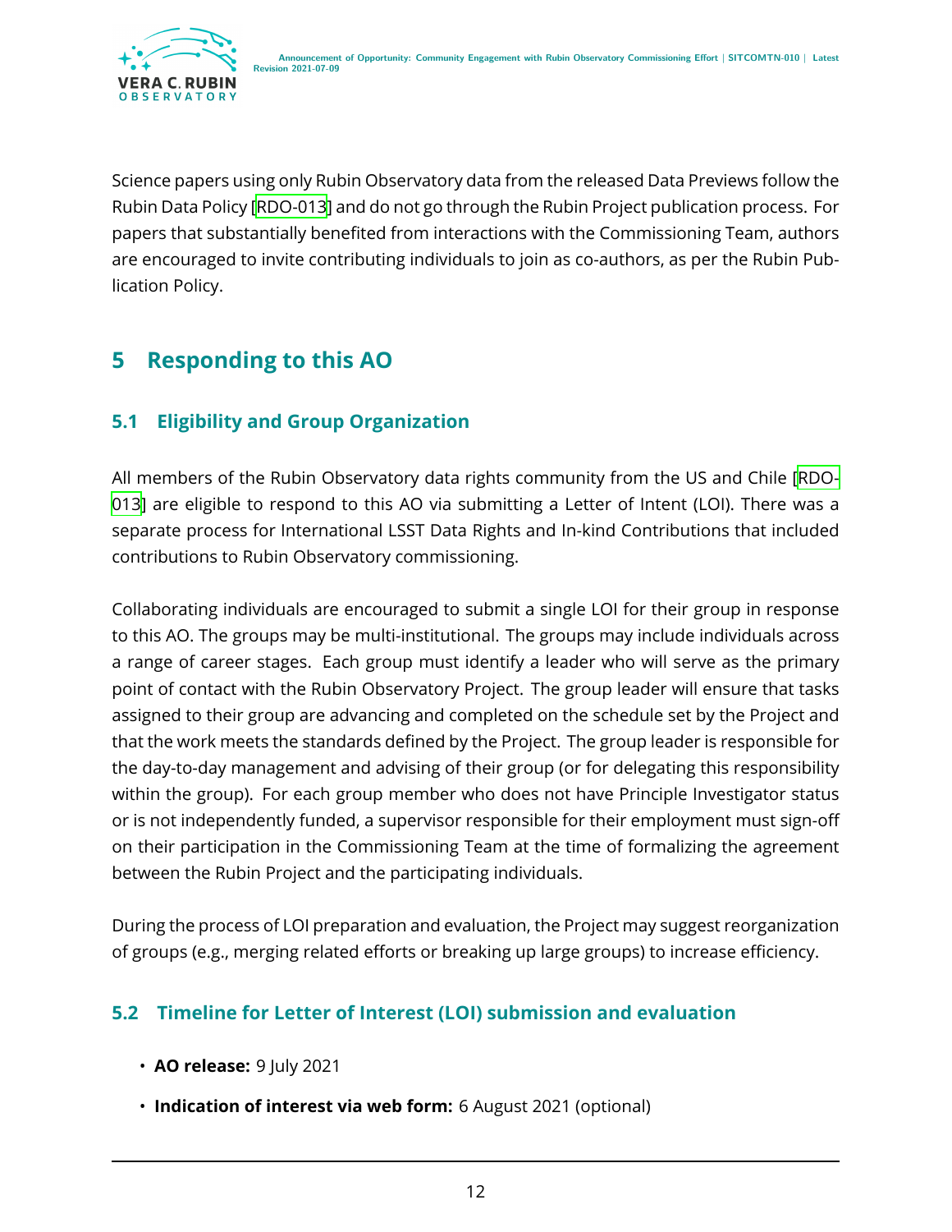Science papers using only Rubin Observatory data from the released Data Previews follow the Rubin Data Policy [RDO-013] and do not go through the Rubin Project publication process. For papers that substantially benefited from interactions with the Commissioning Team, authors are encouraged to invite contributing individuals to join as co-authors, as per the Rubin Publication Policy.

# 5 Responding to this AO

## 5.1 Eligibility and Group Organization

All members of the Rubin Observatory data rights community from the US and Chile [RDO-013] are eligible to respond to this AO via submitting a Letter of Intent (LOI). There was a separate process for International LSST Data Rights and In-kind Contributions that included contributions to Rubin Observatory commissioning.

Collaborating individuals are encouraged to submit a single LOI for their group in response to this AO. The groups may be multi-institutional. The groups may include individuals across a range of career stages. Each group must identify a leader who will serve as the primary point of contact with the Rubin Observatory Project. The group leader will ensure that tasks assigned to their group are advancing and completed on the schedule set by the Project and that the work meets the standards defined by the Project. The group leader is responsible for the day-to-day management and advising of their group (or for delegating this responsibility within the group). For each group member who does not have Principle Investigator status or is not independently funded, a supervisor responsible for their employment must sign-off on their participation in the Commissioning Team at the time of formalizing the agreement between the Rubin Project and the participating individuals.

During the process of LOI preparation and evaluation, the Project may suggest reorganization of groups (e.g., merging related efforts or breaking up large groups) to increase efficiency.

## 5.2 Timeline for Letter of Interest (LOI) submission and evaluation

- **AO release:** 9 July 2021
- **Indication of interest via web form:** 6 August 2021 (optional)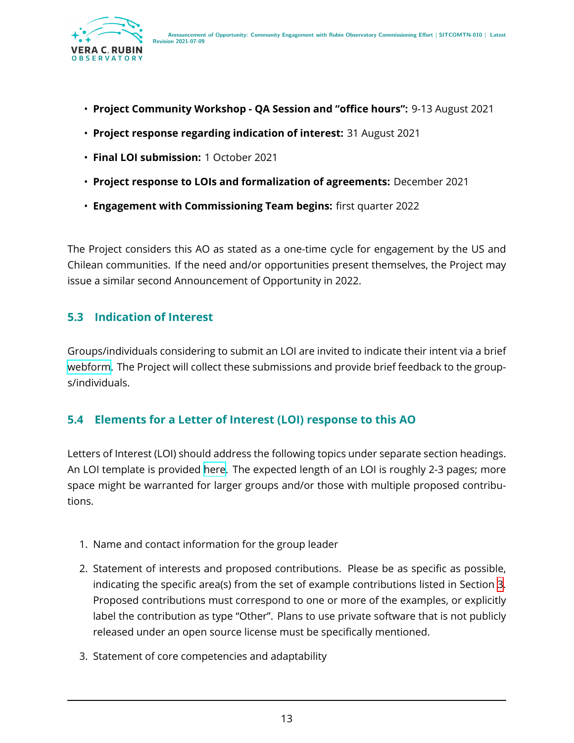- **Project Community Workshop - QA Session and "office hours":** 9-13 August 2021
- **Project response regarding indication of interest:** 31 August 2021
- **Final LOI submission:** 1 October 2021
- **Project response to LOIs and formalization of agreements:** December 2021
- **Engagement with Commissioning Team begins:** first quarter 2022

The Project considers this AO as stated as a one-time cycle for engagement by the US and Chilean communities. If the need and/or opportunities present themselves, the Project may issue a similar second Announcement of Opportunity in 2022.

### 5.3 Indication of Interest

Groups/individuals considering to submit an LOI are invited to indicate their intent via a brief webform. The Project will collect these submissions and provide brief feedback to the groups/individuals.

### 5.4 Elements for a Letter of Interest (LOI) response to this AO

Letters of Interest (LOI) should address the following topics under separate section headings. An LOI template is provided here. The expected length of an LOI is roughly 2-3 pages; more space might be warranted for larger groups and/or those with multiple proposed contributions.

1. Name and contact information for the group leader
2. Statement of interests and proposed contributions. Please be as specific as possible, indicating the specific area(s) from the set of example contributions listed in Section 3. Proposed contributions must correspond to one or more of the examples, or explicitly label the contribution as type "Other". Plans to use private software that is not publicly released under an open source license must be specifically mentioned.
3. Statement of core competencies and adaptability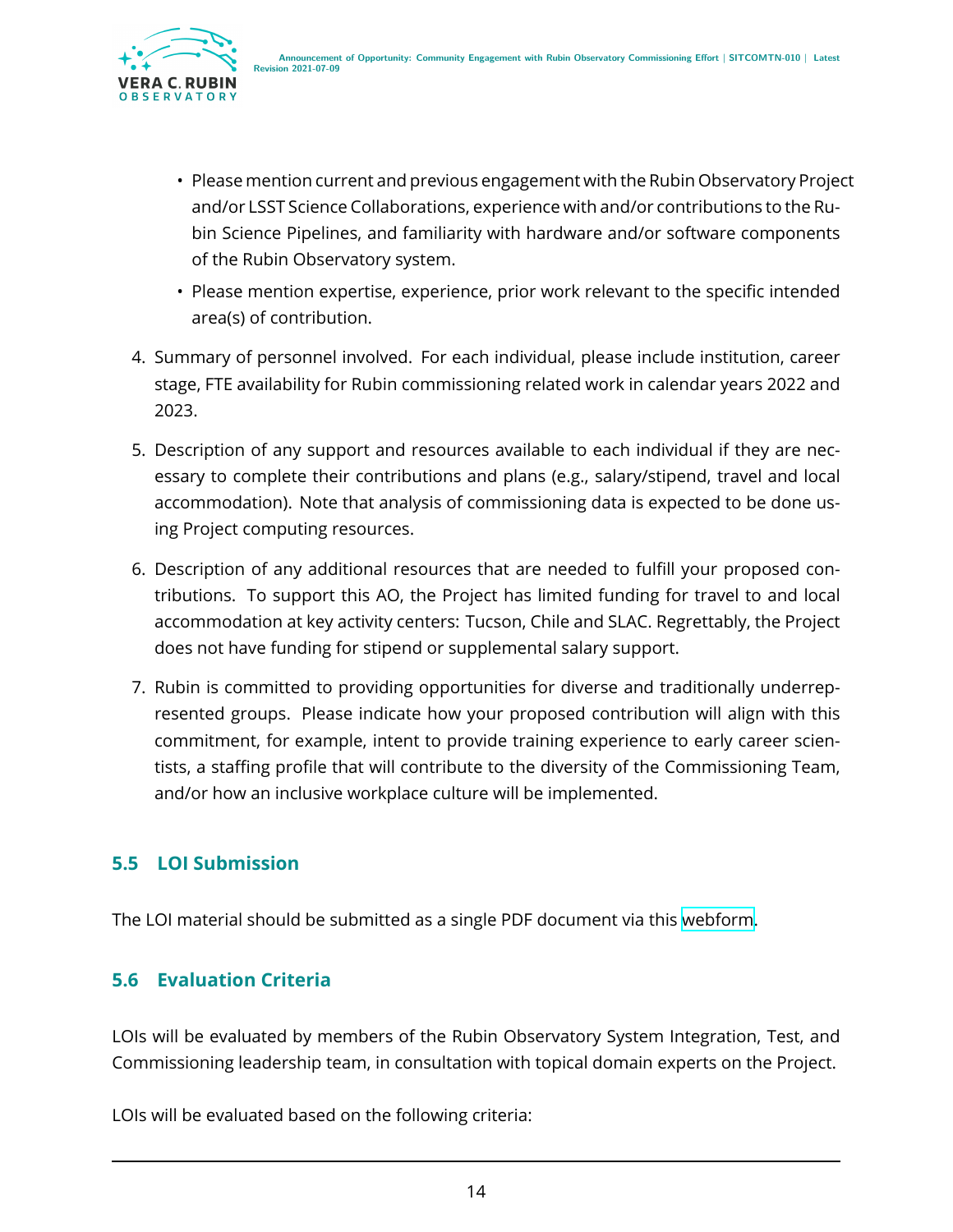- Please mention current and previous engagement with the Rubin Observatory Project and/or LSST Science Collaborations, experience with and/or contributions to the Rubin Science Pipelines, and familiarity with hardware and/or software components of the Rubin Observatory system.
- Please mention expertise, experience, prior work relevant to the specific intended area(s) of contribution.

4. Summary of personnel involved. For each individual, please include institution, career stage, FTE availability for Rubin commissioning related work in calendar years 2022 and 2023.
5. Description of any support and resources available to each individual if they are necessary to complete their contributions and plans (e.g., salary/stipend, travel and local accommodation). Note that analysis of commissioning data is expected to be done using Project computing resources.
6. Description of any additional resources that are needed to fulfill your proposed contributions. To support this AO, the Project has limited funding for travel to and local accommodation at key activity centers: Tucson, Chile and SLAC. Regrettably, the Project does not have funding for stipend or supplemental salary support.
7. Rubin is committed to providing opportunities for diverse and traditionally underrepresented groups. Please indicate how your proposed contribution will align with this commitment, for example, intent to provide training experience to early career scientists, a staffing profile that will contribute to the diversity of the Commissioning Team, and/or how an inclusive workplace culture will be implemented.

## 5.5 LOI Submission

The LOI material should be submitted as a single PDF document via this webform.

## 5.6 Evaluation Criteria

LOIs will be evaluated by members of the Rubin Observatory System Integration, Test, and Commissioning leadership team, in consultation with topical domain experts on the Project.

LOIs will be evaluated based on the following criteria: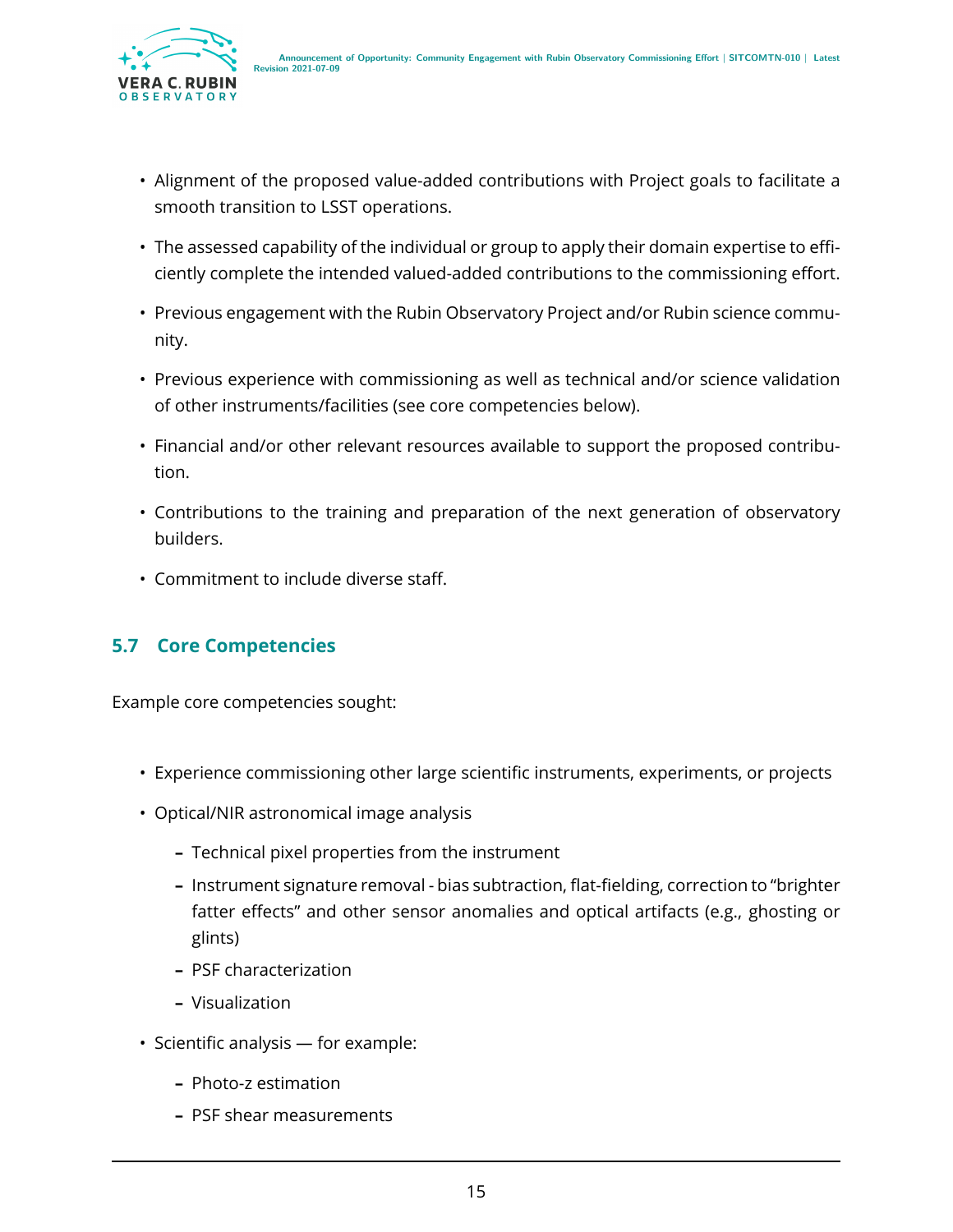- Alignment of the proposed value-added contributions with Project goals to facilitate a smooth transition to LSST operations.
- The assessed capability of the individual or group to apply their domain expertise to efficiently complete the intended valued-added contributions to the commissioning effort.
- Previous engagement with the Rubin Observatory Project and/or Rubin science community.
- Previous experience with commissioning as well as technical and/or science validation of other instruments/facilities (see core competencies below).
- Financial and/or other relevant resources available to support the proposed contribution.
- Contributions to the training and preparation of the next generation of observatory builders.
- Commitment to include diverse staff.

### 5.7 Core Competencies

Example core competencies sought:

- Experience commissioning other large scientific instruments, experiments, or projects
- Optical/NIR astronomical image analysis
  - Technical pixel properties from the instrument
  - Instrument signature removal - bias subtraction, flat-fielding, correction to "brighter fatter effects" and other sensor anomalies and optical artifacts (e.g., ghosting or glints)
  - PSF characterization
  - Visualization
- Scientific analysis — for example:
  - Photo-z estimation
  - PSF shear measurements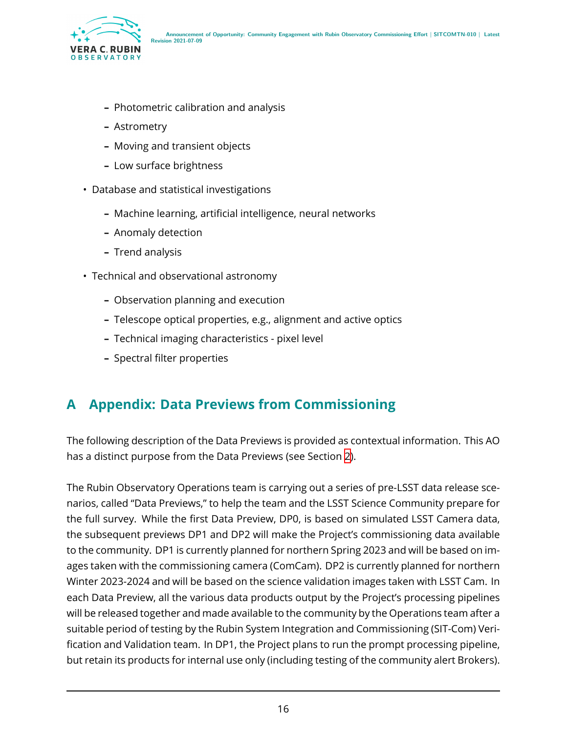- Photometric calibration and analysis
    - Astrometry
    - Moving and transient objects
    - Low surface brightness
- Database and statistical investigations
    - Machine learning, artificial intelligence, neural networks
    - Anomaly detection
    - Trend analysis
- Technical and observational astronomy
    - Observation planning and execution
    - Telescope optical properties, e.g., alignment and active optics
    - Technical imaging characteristics - pixel level
    - Spectral filter properties

# A Appendix: Data Previews from Commissioning

The following description of the Data Previews is provided as contextual information. This AO has a distinct purpose from the Data Previews (see Section 2).

The Rubin Observatory Operations team is carrying out a series of pre-LSST data release scenarios, called "Data Previews," to help the team and the LSST Science Community prepare for the full survey. While the first Data Preview, DP0, is based on simulated LSST Camera data, the subsequent previews DP1 and DP2 will make the Project's commissioning data available to the community. DP1 is currently planned for northern Spring 2023 and will be based on images taken with the commissioning camera (ComCam). DP2 is currently planned for northern Winter 2023-2024 and will be based on the science validation images taken with LSST Cam. In each Data Preview, all the various data products output by the Project's processing pipelines will be released together and made available to the community by the Operations team after a suitable period of testing by the Rubin System Integration and Commissioning (SIT-Com) Verification and Validation team. In DP1, the Project plans to run the prompt processing pipeline, but retain its products for internal use only (including testing of the community alert Brokers).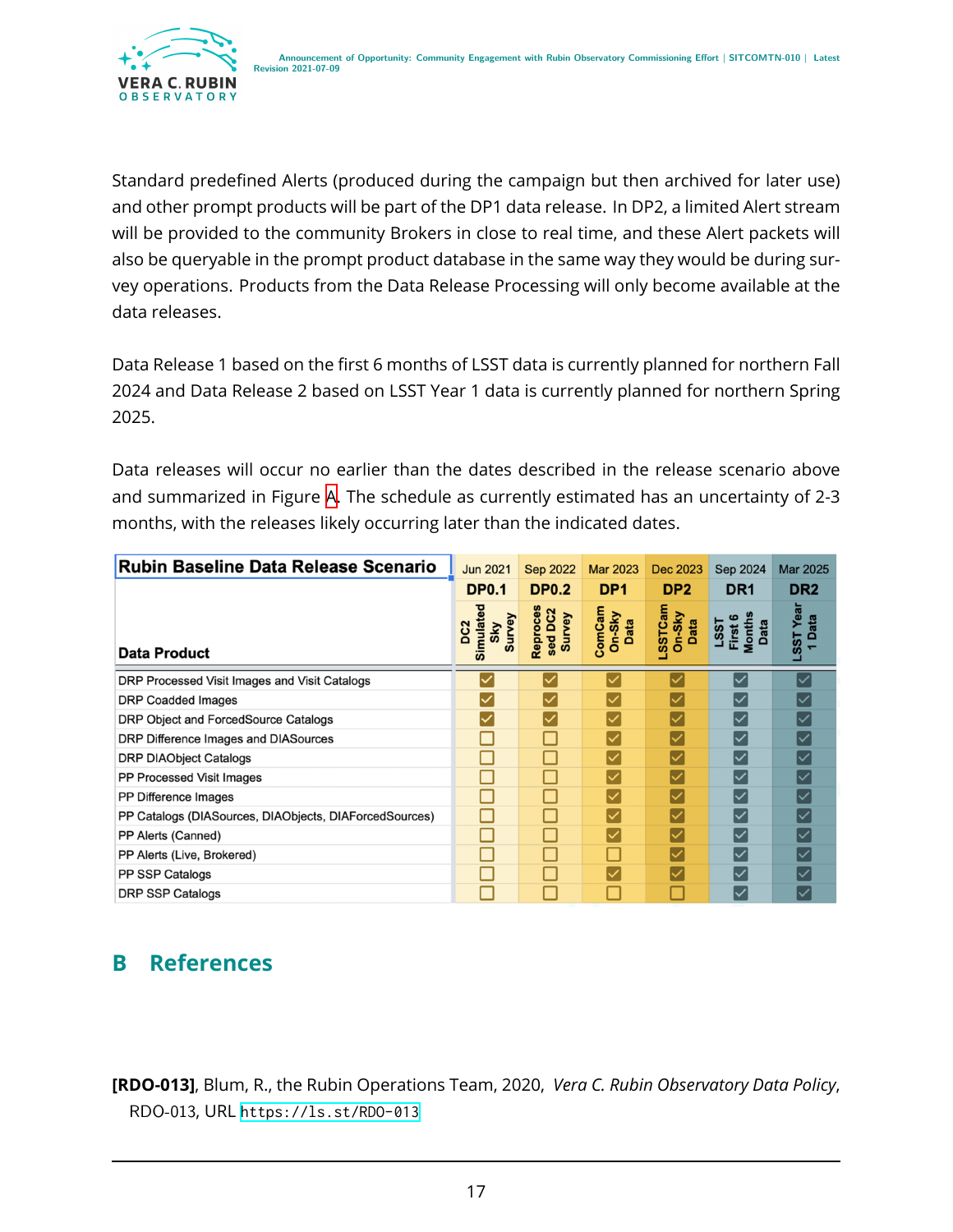Standard predefined Alerts (produced during the campaign but then archived for later use) and other prompt products will be part of the DP1 data release. In DP2, a limited Alert stream will be provided to the community Brokers in close to real time, and these Alert packets will also be queryable in the prompt product database in the same way they would be during survey operations. Products from the Data Release Processing will only become available at the data releases.

Data Release 1 based on the first 6 months of LSST data is currently planned for northern Fall 2024 and Data Release 2 based on LSST Year 1 data is currently planned for northern Spring 2025.

Data releases will occur no earlier than the dates described in the release scenario above and summarized in Figure A. The schedule as currently estimated has an uncertainty of 2-3 months, with the releases likely occurring later than the indicated dates.

| Rubin Baseline Data Release Scenario | Jun 2021 | Sep 2022 | Mar 2023 | Dec 2023 | Sep 2024 | Mar 2025 |
|---|---|---|---|---|---|---|
| | DP0.1 | DP0.2 | DP1 | DP2 | DR1 | DR2 |
| Data Product | DC2 Simulated Sky Survey | Reprocessed DC2 Survey | ComCam On-Sky Data | LSSTCam On-Sky Data | LSST First 6 Months Data | LSST Year 1 Data |
| DRP Processed Visit Images and Visit Catalogs | ☑ | ☑ | ☑ | ☑ | ☑ | ☑ |
| DRP Coadded Images | ☑ | ☑ | ☑ | ☑ | ☑ | ☑ |
| DRP Object and ForcedSource Catalogs | ☑ | ☑ | ☑ | ☑ | ☑ | ☑ |
| DRP Difference Images and DIASources | ☐ | ☐ | ☑ | ☑ | ☑ | ☑ |
| DRP DIAObject Catalogs | ☐ | ☐ | ☑ | ☑ | ☑ | ☑ |
| PP Processed Visit Images | ☐ | ☐ | ☑ | ☑ | ☑ | ☑ |
| PP Difference Images | ☐ | ☐ | ☑ | ☑ | ☑ | ☑ |
| PP Catalogs (DIASources, DIAObjects, DIAForcedSources) | ☐ | ☐ | ☑ | ☑ | ☑ | ☑ |
| PP Alerts (Canned) | ☐ | ☐ | ☑ | ☑ | ☑ | ☑ |
| PP Alerts (Live, Brokered) | ☐ | ☐ | ☐ | ☑ | ☑ | ☑ |
| PP SSP Catalogs | ☐ | ☐ | ☑ | ☑ | ☑ | ☑ |
| DRP SSP Catalogs | ☐ | ☐ | ☐ | ☐ | ☑ | ☑ |

## B References

**[RDO-013]**, Blum, R., the Rubin Operations Team, 2020, *Vera C. Rubin Observatory Data Policy*, RDO-013, URL https://ls.st/RDO-013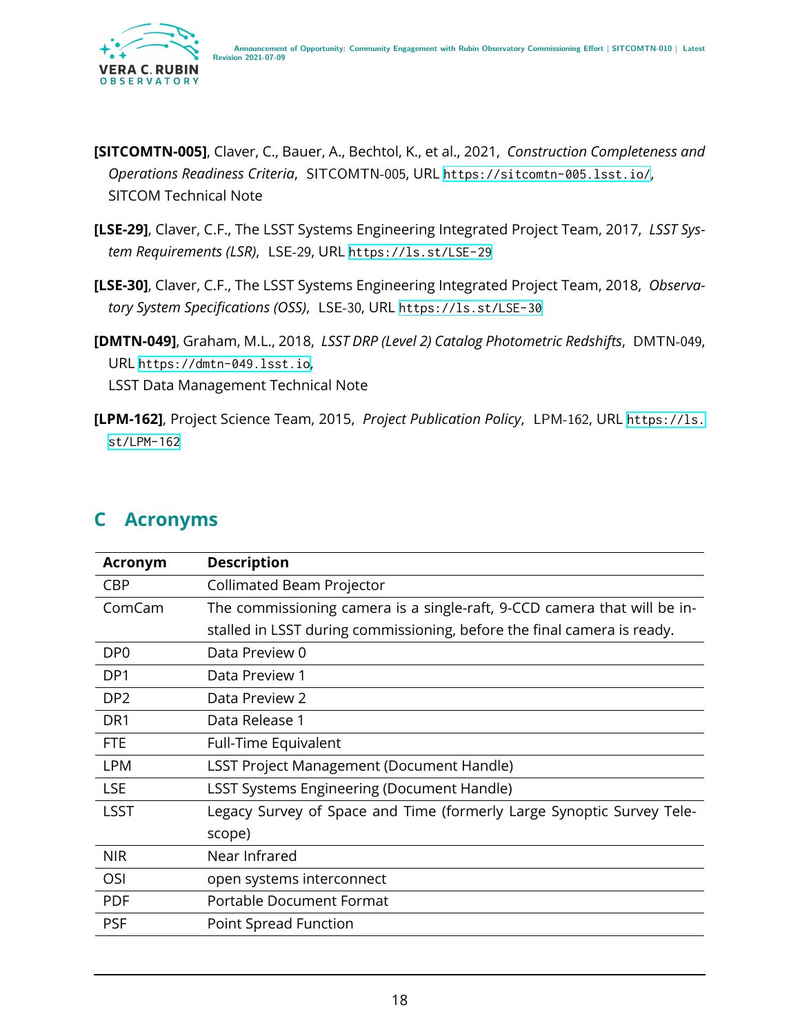**[SITCOMTN-005]**, Claver, C., Bauer, A., Bechtol, K., et al., 2021, *Construction Completeness and Operations Readiness Criteria*, SITCOMTN-005, URL https://sitcomtn-005.lsst.io/, SITCOM Technical Note

**[LSE-29]**, Claver, C.F., The LSST Systems Engineering Integrated Project Team, 2017, *LSST System Requirements (LSR)*, LSE-29, URL https://ls.st/LSE-29

**[LSE-30]**, Claver, C.F., The LSST Systems Engineering Integrated Project Team, 2018, *Observatory System Specifications (OSS)*, LSE-30, URL https://ls.st/LSE-30

**[DMTN-049]**, Graham, M.L., 2018, *LSST DRP (Level 2) Catalog Photometric Redshifts*, DMTN-049, URL https://dmtn-049.lsst.io,
LSST Data Management Technical Note

**[LPM-162]**, Project Science Team, 2015, *Project Publication Policy*, LPM-162, URL https://ls.st/LPM-162

## C Acronyms

| Acronym | Description |
|---|---|
| CBP | Collimated Beam Projector |
| ComCam | The commissioning camera is a single-raft, 9-CCD camera that will be installed in LSST during commissioning, before the final camera is ready. |
| DP0 | Data Preview 0 |
| DP1 | Data Preview 1 |
| DP2 | Data Preview 2 |
| DR1 | Data Release 1 |
| FTE | Full-Time Equivalent |
| LPM | LSST Project Management (Document Handle) |
| LSE | LSST Systems Engineering (Document Handle) |
| LSST | Legacy Survey of Space and Time (formerly Large Synoptic Survey Telescope) |
| NIR | Near Infrared |
| OSI | open systems interconnect |
| PDF | Portable Document Format |
| PSF | Point Spread Function |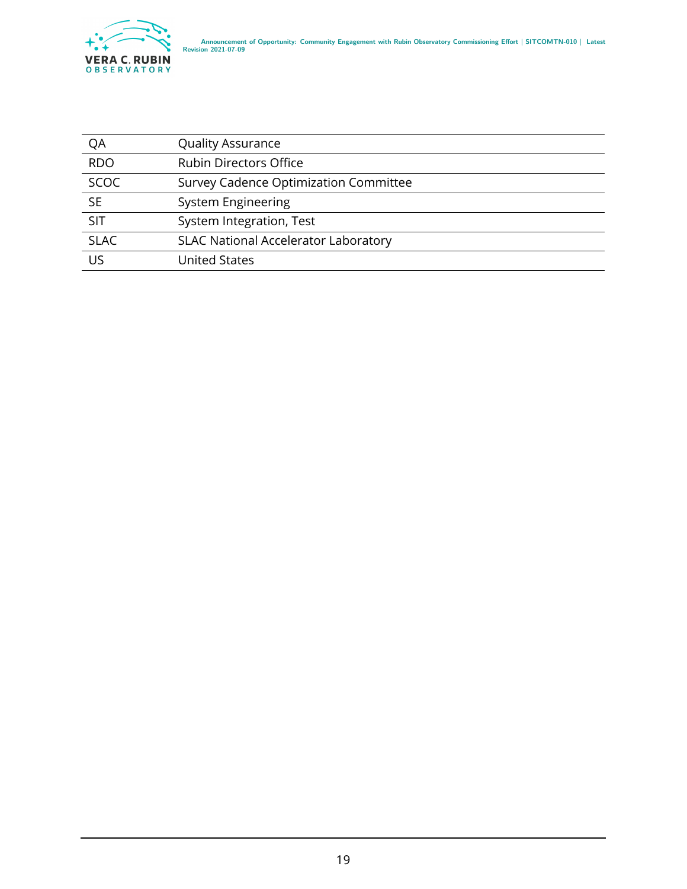| | |
|---|---|
| QA | Quality Assurance |
| RDO | Rubin Directors Office |
| SCOC | Survey Cadence Optimization Committee |
| SE | System Engineering |
| SIT | System Integration, Test |
| SLAC | SLAC National Accelerator Laboratory |
| US | United States |